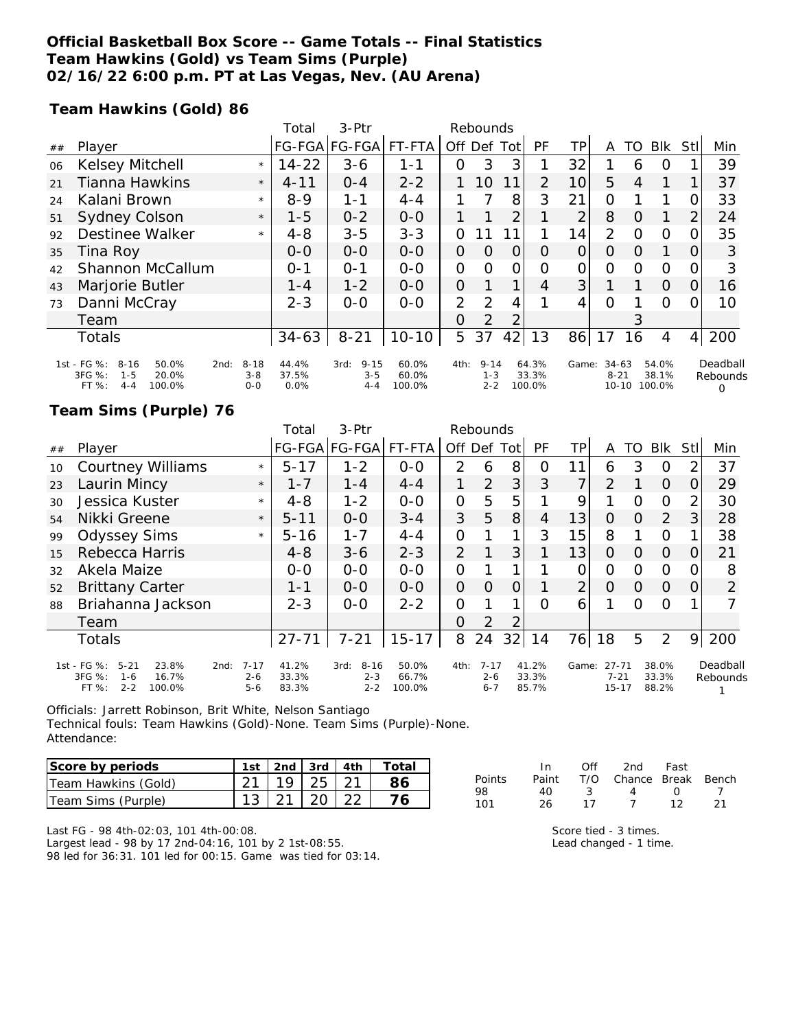**Official Basketball Box Score -- Game Totals -- Final Statistics**
**Team Hawkins (Gold) vs Team Sims (Purple)**
**02/16/22 6:00 p.m. PT at Las Vegas, Nev. (AU Arena)**

**Team Hawkins (Gold) 86**

| ## | Player | | Total FG-FGA | 3-Ptr FG-FGA | FT-FTA | Rebounds Off | Def | Tot | PF | TP | A | TO | Blk | Stl | Min |
|---|---|---|---|---|---|---|---|---|---|---|---|---|---|---|---|
| 06 | Kelsey Mitchell | * | 14-22 | 3-6 | 1-1 | 0 | 3 | 3 | 1 | 32 | 1 | 6 | 0 | 1 | 39 |
| 21 | Tianna Hawkins | * | 4-11 | 0-4 | 2-2 | 1 | 10 | 11 | 2 | 10 | 5 | 4 | 1 | 1 | 37 |
| 24 | Kalani Brown | * | 8-9 | 1-1 | 4-4 | 1 | 7 | 8 | 3 | 21 | 0 | 1 | 1 | 0 | 33 |
| 51 | Sydney Colson | * | 1-5 | 0-2 | 0-0 | 1 | 1 | 2 | 1 | 2 | 8 | 0 | 1 | 2 | 24 |
| 92 | Destinee Walker | * | 4-8 | 3-5 | 3-3 | 0 | 11 | 11 | 1 | 14 | 2 | 0 | 0 | 0 | 35 |
| 35 | Tina Roy | | 0-0 | 0-0 | 0-0 | 0 | 0 | 0 | 0 | 0 | 0 | 0 | 1 | 0 | 3 |
| 42 | Shannon McCallum | | 0-1 | 0-1 | 0-0 | 0 | 0 | 0 | 0 | 0 | 0 | 0 | 0 | 0 | 3 |
| 43 | Marjorie Butler | | 1-4 | 1-2 | 0-0 | 0 | 1 | 1 | 4 | 3 | 1 | 1 | 0 | 0 | 16 |
| 73 | Danni McCray | | 2-3 | 0-0 | 0-0 | 2 | 2 | 4 | 1 | 4 | 0 | 1 | 0 | 0 | 10 |
| | Team | | | | | 0 | 2 | 2 | | | | 3 | | | |
| | Totals | | 34-63 | 8-21 | 10-10 | 5 | 37 | 42 | 13 | 86 | 17 | 16 | 4 | 4 | 200 |

| | 1st | 2nd | 3rd | 4th | Game |
|---|---|---|---|---|---|
| FG % | 8-16 50.0% | 8-18 44.4% | 9-15 60.0% | 9-14 64.3% | 34-63 54.0% |
| 3FG % | 1-5 20.0% | 3-8 37.5% | 3-5 60.0% | 1-3 33.3% | 8-21 38.1% |
| FT % | 4-4 100.0% | 0-0 0.0% | 4-4 100.0% | 2-2 100.0% | 10-10 100.0% |

Deadball Rebounds: 0

**Team Sims (Purple) 76**

| ## | Player | | Total FG-FGA | 3-Ptr FG-FGA | FT-FTA | Rebounds Off | Def | Tot | PF | TP | A | TO | Blk | Stl | Min |
|---|---|---|---|---|---|---|---|---|---|---|---|---|---|---|---|
| 10 | Courtney Williams | * | 5-17 | 1-2 | 0-0 | 2 | 6 | 8 | 0 | 11 | 6 | 3 | 0 | 2 | 37 |
| 23 | Laurin Mincy | * | 1-7 | 1-4 | 4-4 | 1 | 2 | 3 | 3 | 7 | 2 | 1 | 0 | 0 | 29 |
| 30 | Jessica Kuster | * | 4-8 | 1-2 | 0-0 | 0 | 5 | 5 | 1 | 9 | 1 | 0 | 0 | 2 | 30 |
| 54 | Nikki Greene | * | 5-11 | 0-0 | 3-4 | 3 | 5 | 8 | 4 | 13 | 0 | 0 | 2 | 3 | 28 |
| 99 | Odyssey Sims | * | 5-16 | 1-7 | 4-4 | 0 | 1 | 1 | 3 | 15 | 8 | 1 | 0 | 1 | 38 |
| 15 | Rebecca Harris | | 4-8 | 3-6 | 2-3 | 2 | 1 | 3 | 1 | 13 | 0 | 0 | 0 | 0 | 21 |
| 32 | Akela Maize | | 0-0 | 0-0 | 0-0 | 0 | 1 | 1 | 1 | 0 | 0 | 0 | 0 | 0 | 8 |
| 52 | Brittany Carter | | 1-1 | 0-0 | 0-0 | 0 | 0 | 0 | 1 | 2 | 0 | 0 | 0 | 0 | 2 |
| 88 | Briahanna Jackson | | 2-3 | 0-0 | 2-2 | 0 | 1 | 1 | 0 | 6 | 1 | 0 | 0 | 1 | 7 |
| | Team | | | | | 0 | 2 | 2 | | | | | | | |
| | Totals | | 27-71 | 7-21 | 15-17 | 8 | 24 | 32 | 14 | 76 | 18 | 5 | 2 | 9 | 200 |

| | 1st | 2nd | 3rd | 4th | Game |
|---|---|---|---|---|---|
| FG % | 5-21 23.8% | 7-17 41.2% | 8-16 50.0% | 7-17 41.2% | 27-71 38.0% |
| 3FG % | 1-6 16.7% | 2-6 33.3% | 2-3 66.7% | 2-6 33.3% | 7-21 33.3% |
| FT % | 2-2 100.0% | 5-6 83.3% | 2-2 100.0% | 6-7 85.7% | 15-17 88.2% |

Deadball Rebounds: 1

Officials: Jarrett Robinson, Brit White, Nelson Santiago
Technical fouls: Team Hawkins (Gold)-None. Team Sims (Purple)-None.
Attendance:

| Score by periods | 1st | 2nd | 3rd | 4th | Total |
|---|---|---|---|---|---|
| Team Hawkins (Gold) | 21 | 19 | 25 | 21 | 86 |
| Team Sims (Purple) | 13 | 21 | 20 | 22 | 76 |

| Points | In Paint | Off T/O | 2nd Chance | Fast Break | Bench |
|---|---|---|---|---|---|
| 98 | 40 | 3 | 4 | 0 | 7 |
| 101 | 26 | 17 | 7 | 12 | 21 |

Last FG - 98 4th-02:03, 101 4th-00:08.
Largest lead - 98 by 17 2nd-04:16, 101 by 2 1st-08:55.
98 led for 36:31. 101 led for 00:15. Game was tied for 03:14.

Score tied - 3 times.
Lead changed - 1 time.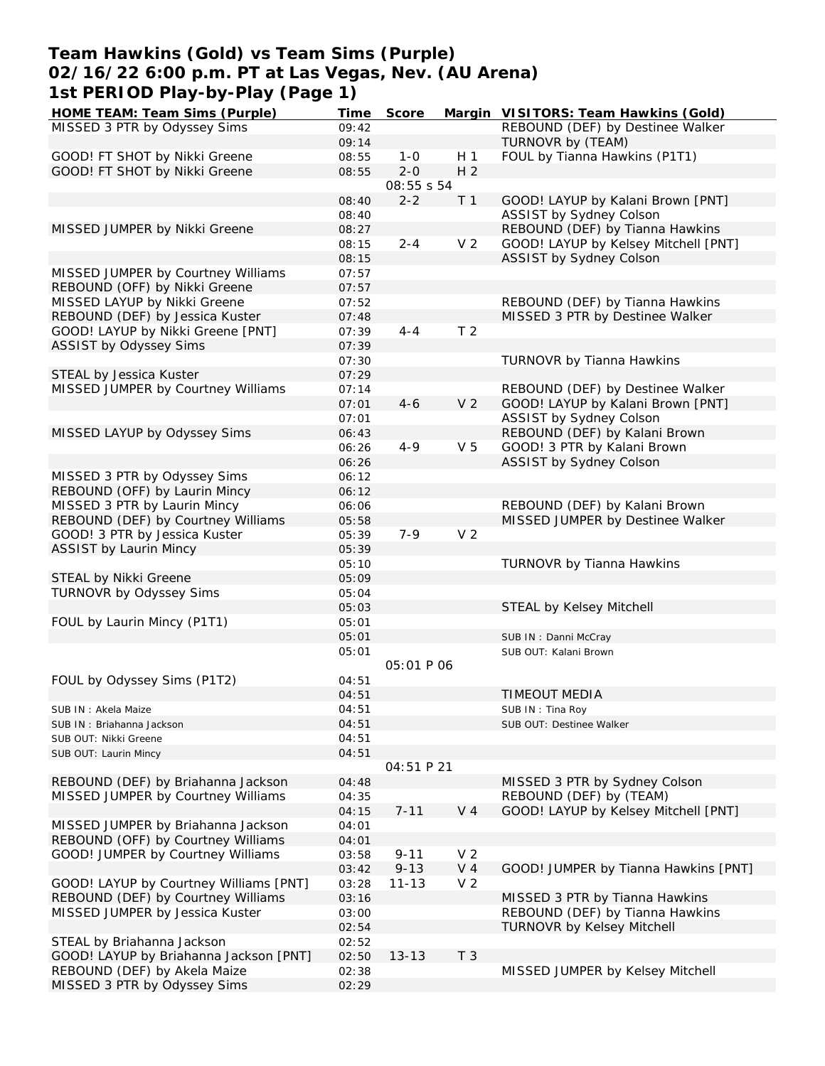# Team Hawkins (Gold) vs Team Sims (Purple)
## 02/16/22 6:00 p.m. PT at Las Vegas, Nev. (AU Arena)
## 1st PERIOD Play-by-Play (Page 1)

| HOME TEAM: Team Sims (Purple) | Time | Score | Margin | VISITORS: Team Hawkins (Gold) |
|---|---|---|---|---|
| MISSED 3 PTR by Odyssey Sims | 09:42 | | | REBOUND (DEF) by Destinee Walker |
| | 09:14 | | | TURNOVR by (TEAM) |
| GOOD! FT SHOT by Nikki Greene | 08:55 | 1-0 | H 1 | FOUL by Tianna Hawkins (P1T1) |
| GOOD! FT SHOT by Nikki Greene | 08:55 | 2-0 | H 2 | |
| | | 08:55 s 54 | | |
| | 08:40 | 2-2 | T 1 | GOOD! LAYUP by Kalani Brown [PNT] |
| | 08:40 | | | ASSIST by Sydney Colson |
| MISSED JUMPER by Nikki Greene | 08:27 | | | REBOUND (DEF) by Tianna Hawkins |
| | 08:15 | 2-4 | V 2 | GOOD! LAYUP by Kelsey Mitchell [PNT] |
| | 08:15 | | | ASSIST by Sydney Colson |
| MISSED JUMPER by Courtney Williams | 07:57 | | | |
| REBOUND (OFF) by Nikki Greene | 07:57 | | | |
| MISSED LAYUP by Nikki Greene | 07:52 | | | REBOUND (DEF) by Tianna Hawkins |
| REBOUND (DEF) by Jessica Kuster | 07:48 | | | MISSED 3 PTR by Destinee Walker |
| GOOD! LAYUP by Nikki Greene [PNT] | 07:39 | 4-4 | T 2 | |
| ASSIST by Odyssey Sims | 07:39 | | | |
| | 07:30 | | | TURNOVR by Tianna Hawkins |
| STEAL by Jessica Kuster | 07:29 | | | |
| MISSED JUMPER by Courtney Williams | 07:14 | | | REBOUND (DEF) by Destinee Walker |
| | 07:01 | 4-6 | V 2 | GOOD! LAYUP by Kalani Brown [PNT] |
| | 07:01 | | | ASSIST by Sydney Colson |
| MISSED LAYUP by Odyssey Sims | 06:43 | | | REBOUND (DEF) by Kalani Brown |
| | 06:26 | 4-9 | V 5 | GOOD! 3 PTR by Kalani Brown |
| | 06:26 | | | ASSIST by Sydney Colson |
| MISSED 3 PTR by Odyssey Sims | 06:12 | | | |
| REBOUND (OFF) by Laurin Mincy | 06:12 | | | |
| MISSED 3 PTR by Laurin Mincy | 06:06 | | | REBOUND (DEF) by Kalani Brown |
| REBOUND (DEF) by Courtney Williams | 05:58 | | | MISSED JUMPER by Destinee Walker |
| GOOD! 3 PTR by Jessica Kuster | 05:39 | 7-9 | V 2 | |
| ASSIST by Laurin Mincy | 05:39 | | | |
| | 05:10 | | | TURNOVR by Tianna Hawkins |
| STEAL by Nikki Greene | 05:09 | | | |
| TURNOVR by Odyssey Sims | 05:04 | | | |
| | 05:03 | | | STEAL by Kelsey Mitchell |
| FOUL by Laurin Mincy (P1T1) | 05:01 | | | |
| | 05:01 | | | SUB IN : Danni McCray |
| | 05:01 | | | SUB OUT: Kalani Brown |
| | | 05:01 P 06 | | |
| FOUL by Odyssey Sims (P1T2) | 04:51 | | | |
| | 04:51 | | | TIMEOUT MEDIA |
| SUB IN : Akela Maize | 04:51 | | | SUB IN : Tina Roy |
| SUB IN : Briahanna Jackson | 04:51 | | | SUB OUT: Destinee Walker |
| SUB OUT: Nikki Greene | 04:51 | | | |
| SUB OUT: Laurin Mincy | 04:51 | | | |
| | | 04:51 P 21 | | |
| REBOUND (DEF) by Briahanna Jackson | 04:48 | | | MISSED 3 PTR by Sydney Colson |
| MISSED JUMPER by Courtney Williams | 04:35 | | | REBOUND (DEF) by (TEAM) |
| | 04:15 | 7-11 | V 4 | GOOD! LAYUP by Kelsey Mitchell [PNT] |
| MISSED JUMPER by Briahanna Jackson | 04:01 | | | |
| REBOUND (OFF) by Courtney Williams | 04:01 | | | |
| GOOD! JUMPER by Courtney Williams | 03:58 | 9-11 | V 2 | |
| | 03:42 | 9-13 | V 4 | GOOD! JUMPER by Tianna Hawkins [PNT] |
| GOOD! LAYUP by Courtney Williams [PNT] | 03:28 | 11-13 | V 2 | |
| REBOUND (DEF) by Courtney Williams | 03:16 | | | MISSED 3 PTR by Tianna Hawkins |
| MISSED JUMPER by Jessica Kuster | 03:00 | | | REBOUND (DEF) by Tianna Hawkins |
| | 02:54 | | | TURNOVR by Kelsey Mitchell |
| STEAL by Briahanna Jackson | 02:52 | | | |
| GOOD! LAYUP by Briahanna Jackson [PNT] | 02:50 | 13-13 | T 3 | |
| REBOUND (DEF) by Akela Maize | 02:38 | | | MISSED JUMPER by Kelsey Mitchell |
| MISSED 3 PTR by Odyssey Sims | 02:29 | | | |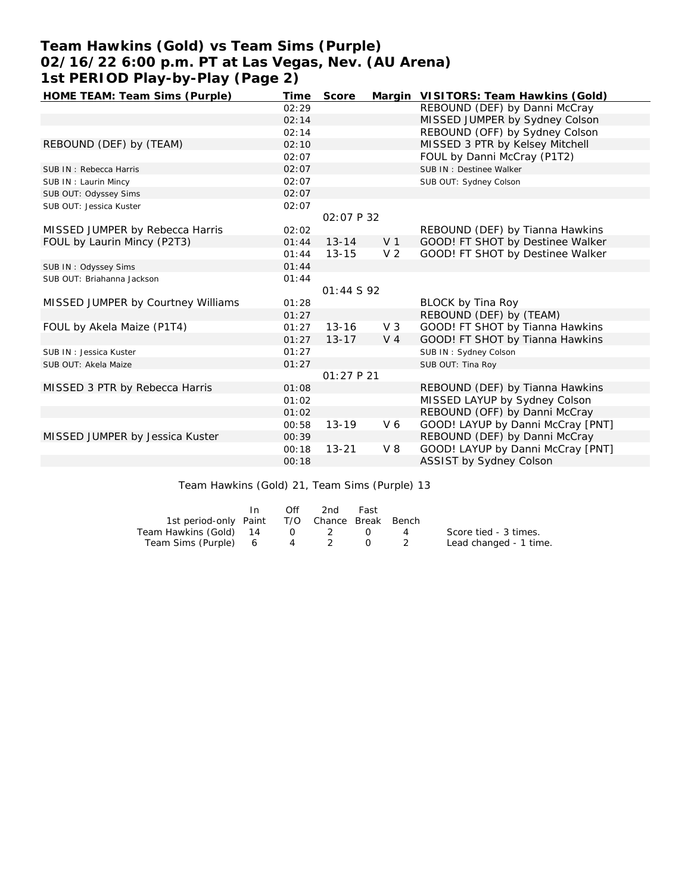# Team Hawkins (Gold) vs Team Sims (Purple)
## 02/16/22 6:00 p.m. PT at Las Vegas, Nev. (AU Arena)
## 1st PERIOD Play-by-Play (Page 2)

| HOME TEAM: Team Sims (Purple) | Time | Score | Margin | VISITORS: Team Hawkins (Gold) |
|---|---|---|---|---|
| | 02:29 | | | REBOUND (DEF) by Danni McCray |
| | 02:14 | | | MISSED JUMPER by Sydney Colson |
| | 02:14 | | | REBOUND (OFF) by Sydney Colson |
| REBOUND (DEF) by (TEAM) | 02:10 | | | MISSED 3 PTR by Kelsey Mitchell |
| | 02:07 | | | FOUL by Danni McCray (P1T2) |
| SUB IN : Rebecca Harris | 02:07 | | | SUB IN : Destinee Walker |
| SUB IN : Laurin Mincy | 02:07 | | | SUB OUT: Sydney Colson |
| SUB OUT: Odyssey Sims | 02:07 | | | |
| SUB OUT: Jessica Kuster | 02:07 | | | |
| | | 02:07 P 32 | | |
| MISSED JUMPER by Rebecca Harris | 02:02 | | | REBOUND (DEF) by Tianna Hawkins |
| FOUL by Laurin Mincy (P2T3) | 01:44 | 13-14 | V 1 | GOOD! FT SHOT by Destinee Walker |
| | 01:44 | 13-15 | V 2 | GOOD! FT SHOT by Destinee Walker |
| SUB IN : Odyssey Sims | 01:44 | | | |
| SUB OUT: Briahanna Jackson | 01:44 | | | |
| | | 01:44 S 92 | | |
| MISSED JUMPER by Courtney Williams | 01:28 | | | BLOCK by Tina Roy |
| | 01:27 | | | REBOUND (DEF) by (TEAM) |
| FOUL by Akela Maize (P1T4) | 01:27 | 13-16 | V 3 | GOOD! FT SHOT by Tianna Hawkins |
| | 01:27 | 13-17 | V 4 | GOOD! FT SHOT by Tianna Hawkins |
| SUB IN : Jessica Kuster | 01:27 | | | SUB IN : Sydney Colson |
| SUB OUT: Akela Maize | 01:27 | | | SUB OUT: Tina Roy |
| | | 01:27 P 21 | | |
| MISSED 3 PTR by Rebecca Harris | 01:08 | | | REBOUND (DEF) by Tianna Hawkins |
| | 01:02 | | | MISSED LAYUP by Sydney Colson |
| | 01:02 | | | REBOUND (OFF) by Danni McCray |
| | 00:58 | 13-19 | V 6 | GOOD! LAYUP by Danni McCray [PNT] |
| MISSED JUMPER by Jessica Kuster | 00:39 | | | REBOUND (DEF) by Danni McCray |
| | 00:18 | 13-21 | V 8 | GOOD! LAYUP by Danni McCray [PNT] |
| | 00:18 | | | ASSIST by Sydney Colson |

Team Hawkins (Gold) 21, Team Sims (Purple) 13

| 1st period-only | In Paint | Off T/O | 2nd Chance | Fast Break | Bench |
|---|---|---|---|---|---|
| Team Hawkins (Gold) | 14 | 0 | 2 | 0 | 4 |
| Team Sims (Purple) | 6 | 4 | 2 | 0 | 2 |

Score tied - 3 times.
Lead changed - 1 time.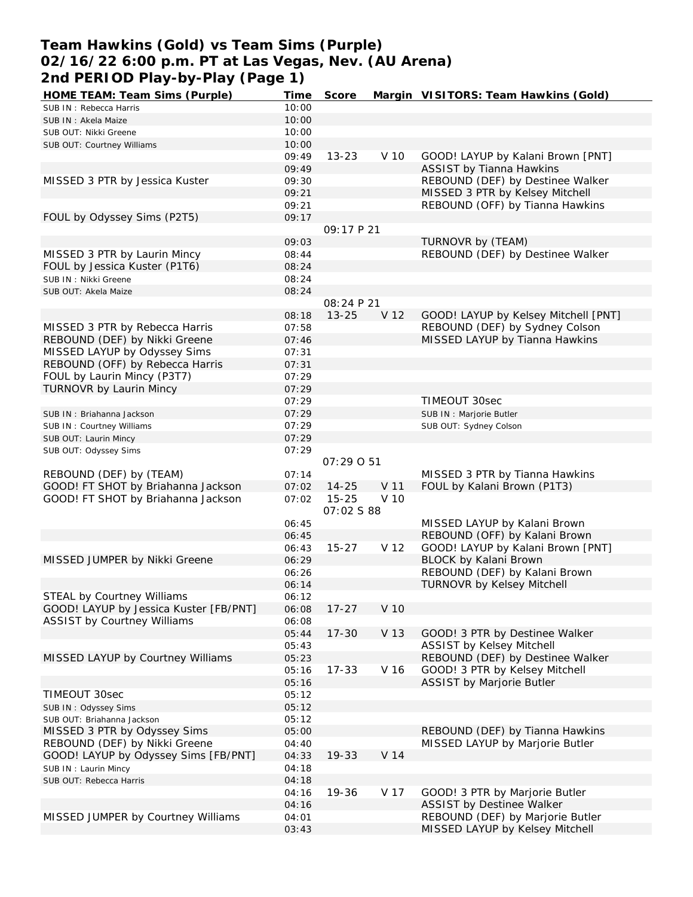# Team Hawkins (Gold) vs Team Sims (Purple)
## 02/16/22 6:00 p.m. PT at Las Vegas, Nev. (AU Arena)
## 2nd PERIOD Play-by-Play (Page 1)

| HOME TEAM: Team Sims (Purple) | Time | Score | Margin | VISITORS: Team Hawkins (Gold) |
|---|---|---|---|---|
| SUB IN : Rebecca Harris | 10:00 | | | |
| SUB IN : Akela Maize | 10:00 | | | |
| SUB OUT: Nikki Greene | 10:00 | | | |
| SUB OUT: Courtney Williams | 10:00 | | | |
| | 09:49 | 13-23 | V 10 | GOOD! LAYUP by Kalani Brown [PNT] |
| | 09:49 | | | ASSIST by Tianna Hawkins |
| MISSED 3 PTR by Jessica Kuster | 09:30 | | | REBOUND (DEF) by Destinee Walker |
| | 09:21 | | | MISSED 3 PTR by Kelsey Mitchell |
| | 09:21 | | | REBOUND (OFF) by Tianna Hawkins |
| FOUL by Odyssey Sims (P2T5) | 09:17 | | | |
| | | 09:17 P 21 | | |
| | 09:03 | | | TURNOVR by (TEAM) |
| MISSED 3 PTR by Laurin Mincy | 08:44 | | | REBOUND (DEF) by Destinee Walker |
| FOUL by Jessica Kuster (P1T6) | 08:24 | | | |
| SUB IN : Nikki Greene | 08:24 | | | |
| SUB OUT: Akela Maize | 08:24 | | | |
| | | 08:24 P 21 | | |
| | 08:18 | 13-25 | V 12 | GOOD! LAYUP by Kelsey Mitchell [PNT] |
| MISSED 3 PTR by Rebecca Harris | 07:58 | | | REBOUND (DEF) by Sydney Colson |
| REBOUND (DEF) by Nikki Greene | 07:46 | | | MISSED LAYUP by Tianna Hawkins |
| MISSED LAYUP by Odyssey Sims | 07:31 | | | |
| REBOUND (OFF) by Rebecca Harris | 07:31 | | | |
| FOUL by Laurin Mincy (P3T7) | 07:29 | | | |
| TURNOVR by Laurin Mincy | 07:29 | | | |
| | 07:29 | | | TIMEOUT 30sec |
| SUB IN : Briahanna Jackson | 07:29 | | | SUB IN : Marjorie Butler |
| SUB IN : Courtney Williams | 07:29 | | | SUB OUT: Sydney Colson |
| SUB OUT: Laurin Mincy | 07:29 | | | |
| SUB OUT: Odyssey Sims | 07:29 | | | |
| | | 07:29 O 51 | | |
| REBOUND (DEF) by (TEAM) | 07:14 | | | MISSED 3 PTR by Tianna Hawkins |
| GOOD! FT SHOT by Briahanna Jackson | 07:02 | 14-25 | V 11 | FOUL by Kalani Brown (P1T3) |
| GOOD! FT SHOT by Briahanna Jackson | 07:02 | 15-25 | V 10 | |
| | | 07:02 S 88 | | |
| | 06:45 | | | MISSED LAYUP by Kalani Brown |
| | 06:45 | | | REBOUND (OFF) by Kalani Brown |
| | 06:43 | 15-27 | V 12 | GOOD! LAYUP by Kalani Brown [PNT] |
| MISSED JUMPER by Nikki Greene | 06:29 | | | BLOCK by Kalani Brown |
| | 06:26 | | | REBOUND (DEF) by Kalani Brown |
| | 06:14 | | | TURNOVR by Kelsey Mitchell |
| STEAL by Courtney Williams | 06:12 | | | |
| GOOD! LAYUP by Jessica Kuster [FB/PNT] | 06:08 | 17-27 | V 10 | |
| ASSIST by Courtney Williams | 06:08 | | | |
| | 05:44 | 17-30 | V 13 | GOOD! 3 PTR by Destinee Walker |
| | 05:43 | | | ASSIST by Kelsey Mitchell |
| MISSED LAYUP by Courtney Williams | 05:23 | | | REBOUND (DEF) by Destinee Walker |
| | 05:16 | 17-33 | V 16 | GOOD! 3 PTR by Kelsey Mitchell |
| | 05:16 | | | ASSIST by Marjorie Butler |
| TIMEOUT 30sec | 05:12 | | | |
| SUB IN : Odyssey Sims | 05:12 | | | |
| SUB OUT: Briahanna Jackson | 05:12 | | | |
| MISSED 3 PTR by Odyssey Sims | 05:00 | | | REBOUND (DEF) by Tianna Hawkins |
| REBOUND (DEF) by Nikki Greene | 04:40 | | | MISSED LAYUP by Marjorie Butler |
| GOOD! LAYUP by Odyssey Sims [FB/PNT] | 04:33 | 19-33 | V 14 | |
| SUB IN : Laurin Mincy | 04:18 | | | |
| SUB OUT: Rebecca Harris | 04:18 | | | |
| | 04:16 | 19-36 | V 17 | GOOD! 3 PTR by Marjorie Butler |
| | 04:16 | | | ASSIST by Destinee Walker |
| MISSED JUMPER by Courtney Williams | 04:01 | | | REBOUND (DEF) by Marjorie Butler |
| | 03:43 | | | MISSED LAYUP by Kelsey Mitchell |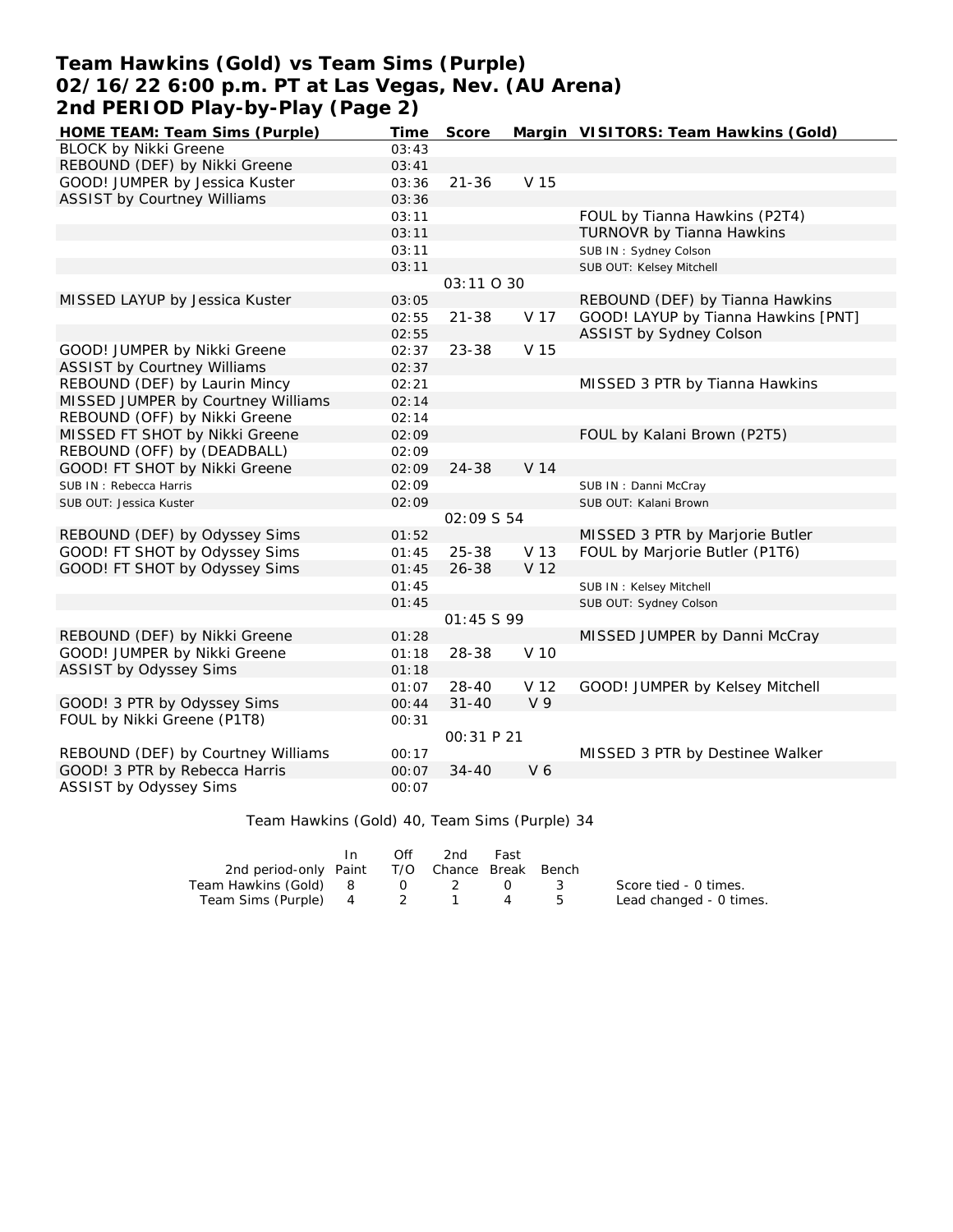# Team Hawkins (Gold) vs Team Sims (Purple)
## 02/16/22 6:00 p.m. PT at Las Vegas, Nev. (AU Arena)
## 2nd PERIOD Play-by-Play (Page 2)

| HOME TEAM: Team Sims (Purple) | Time | Score | Margin | VISITORS: Team Hawkins (Gold) |
|---|---|---|---|---|
| BLOCK by Nikki Greene | 03:43 | | | |
| REBOUND (DEF) by Nikki Greene | 03:41 | | | |
| GOOD! JUMPER by Jessica Kuster | 03:36 | 21-36 | V 15 | |
| ASSIST by Courtney Williams | 03:36 | | | |
| | 03:11 | | | FOUL by Tianna Hawkins (P2T4) |
| | 03:11 | | | TURNOVR by Tianna Hawkins |
| | 03:11 | | | SUB IN : Sydney Colson |
| | 03:11 | | | SUB OUT: Kelsey Mitchell |
| | | 03:11 O 30 | | |
| MISSED LAYUP by Jessica Kuster | 03:05 | | | REBOUND (DEF) by Tianna Hawkins |
| | 02:55 | 21-38 | V 17 | GOOD! LAYUP by Tianna Hawkins [PNT] |
| | 02:55 | | | ASSIST by Sydney Colson |
| GOOD! JUMPER by Nikki Greene | 02:37 | 23-38 | V 15 | |
| ASSIST by Courtney Williams | 02:37 | | | |
| REBOUND (DEF) by Laurin Mincy | 02:21 | | | MISSED 3 PTR by Tianna Hawkins |
| MISSED JUMPER by Courtney Williams | 02:14 | | | |
| REBOUND (OFF) by Nikki Greene | 02:14 | | | |
| MISSED FT SHOT by Nikki Greene | 02:09 | | | FOUL by Kalani Brown (P2T5) |
| REBOUND (OFF) by (DEADBALL) | 02:09 | | | |
| GOOD! FT SHOT by Nikki Greene | 02:09 | 24-38 | V 14 | |
| SUB IN : Rebecca Harris | 02:09 | | | SUB IN : Danni McCray |
| SUB OUT: Jessica Kuster | 02:09 | | | SUB OUT: Kalani Brown |
| | | 02:09 S 54 | | |
| REBOUND (DEF) by Odyssey Sims | 01:52 | | | MISSED 3 PTR by Marjorie Butler |
| GOOD! FT SHOT by Odyssey Sims | 01:45 | 25-38 | V 13 | FOUL by Marjorie Butler (P1T6) |
| GOOD! FT SHOT by Odyssey Sims | 01:45 | 26-38 | V 12 | |
| | 01:45 | | | SUB IN : Kelsey Mitchell |
| | 01:45 | | | SUB OUT: Sydney Colson |
| | | 01:45 S 99 | | |
| REBOUND (DEF) by Nikki Greene | 01:28 | | | MISSED JUMPER by Danni McCray |
| GOOD! JUMPER by Nikki Greene | 01:18 | 28-38 | V 10 | |
| ASSIST by Odyssey Sims | 01:18 | | | |
| | 01:07 | 28-40 | V 12 | GOOD! JUMPER by Kelsey Mitchell |
| GOOD! 3 PTR by Odyssey Sims | 00:44 | 31-40 | V 9 | |
| FOUL by Nikki Greene (P1T8) | 00:31 | | | |
| | | 00:31 P 21 | | |
| REBOUND (DEF) by Courtney Williams | 00:17 | | | MISSED 3 PTR by Destinee Walker |
| GOOD! 3 PTR by Rebecca Harris | 00:07 | 34-40 | V 6 | |
| ASSIST by Odyssey Sims | 00:07 | | | |

Team Hawkins (Gold) 40, Team Sims (Purple) 34

| 2nd period-only | In Paint | Off T/O | 2nd Chance | Fast Break | Bench |
|---|---|---|---|---|---|
| Team Hawkins (Gold) | 8 | 0 | 2 | 0 | 3 |
| Team Sims (Purple) | 4 | 2 | 1 | 4 | 5 |

Score tied - 0 times.
Lead changed - 0 times.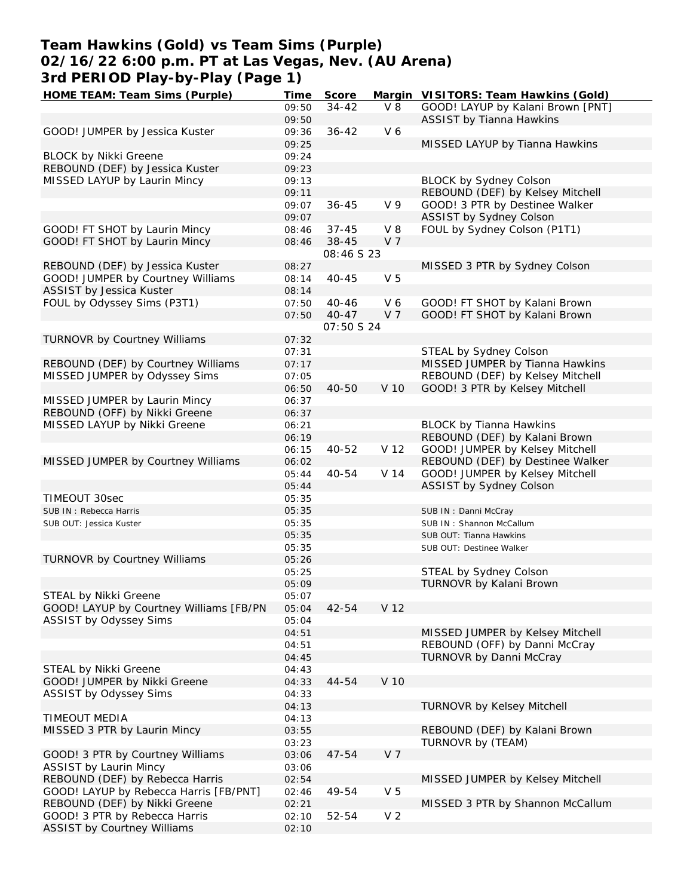# Team Hawkins (Gold) vs Team Sims (Purple)
## 02/16/22 6:00 p.m. PT at Las Vegas, Nev. (AU Arena)
## 3rd PERIOD Play-by-Play (Page 1)

| HOME TEAM: Team Sims (Purple) | Time | Score | Margin | VISITORS: Team Hawkins (Gold) |
|---|---|---|---|---|
| | 09:50 | 34-42 | V 8 | GOOD! LAYUP by Kalani Brown [PNT] |
| | 09:50 | | | ASSIST by Tianna Hawkins |
| GOOD! JUMPER by Jessica Kuster | 09:36 | 36-42 | V 6 | |
| | 09:25 | | | MISSED LAYUP by Tianna Hawkins |
| BLOCK by Nikki Greene | 09:24 | | | |
| REBOUND (DEF) by Jessica Kuster | 09:23 | | | |
| MISSED LAYUP by Laurin Mincy | 09:13 | | | BLOCK by Sydney Colson |
| | 09:11 | | | REBOUND (DEF) by Kelsey Mitchell |
| | 09:07 | 36-45 | V 9 | GOOD! 3 PTR by Destinee Walker |
| | 09:07 | | | ASSIST by Sydney Colson |
| GOOD! FT SHOT by Laurin Mincy | 08:46 | 37-45 | V 8 | FOUL by Sydney Colson (P1T1) |
| GOOD! FT SHOT by Laurin Mincy | 08:46 | 38-45 | V 7 | |
| | | 08:46 S 23 | | |
| REBOUND (DEF) by Jessica Kuster | 08:27 | | | MISSED 3 PTR by Sydney Colson |
| GOOD! JUMPER by Courtney Williams | 08:14 | 40-45 | V 5 | |
| ASSIST by Jessica Kuster | 08:14 | | | |
| FOUL by Odyssey Sims (P3T1) | 07:50 | 40-46 | V 6 | GOOD! FT SHOT by Kalani Brown |
| | 07:50 | 40-47 | V 7 | GOOD! FT SHOT by Kalani Brown |
| | | 07:50 S 24 | | |
| TURNOVR by Courtney Williams | 07:32 | | | |
| | 07:31 | | | STEAL by Sydney Colson |
| REBOUND (DEF) by Courtney Williams | 07:17 | | | MISSED JUMPER by Tianna Hawkins |
| MISSED JUMPER by Odyssey Sims | 07:05 | | | REBOUND (DEF) by Kelsey Mitchell |
| | 06:50 | 40-50 | V 10 | GOOD! 3 PTR by Kelsey Mitchell |
| MISSED JUMPER by Laurin Mincy | 06:37 | | | |
| REBOUND (OFF) by Nikki Greene | 06:37 | | | |
| MISSED LAYUP by Nikki Greene | 06:21 | | | BLOCK by Tianna Hawkins |
| | 06:19 | | | REBOUND (DEF) by Kalani Brown |
| | 06:15 | 40-52 | V 12 | GOOD! JUMPER by Kelsey Mitchell |
| MISSED JUMPER by Courtney Williams | 06:02 | | | REBOUND (DEF) by Destinee Walker |
| | 05:44 | 40-54 | V 14 | GOOD! JUMPER by Kelsey Mitchell |
| | 05:44 | | | ASSIST by Sydney Colson |
| TIMEOUT 30sec | 05:35 | | | |
| SUB IN : Rebecca Harris | 05:35 | | | SUB IN : Danni McCray |
| SUB OUT: Jessica Kuster | 05:35 | | | SUB IN : Shannon McCallum |
| | 05:35 | | | SUB OUT: Tianna Hawkins |
| | 05:35 | | | SUB OUT: Destinee Walker |
| TURNOVR by Courtney Williams | 05:26 | | | |
| | 05:25 | | | STEAL by Sydney Colson |
| | 05:09 | | | TURNOVR by Kalani Brown |
| STEAL by Nikki Greene | 05:07 | | | |
| GOOD! LAYUP by Courtney Williams [FB/PN | 05:04 | 42-54 | V 12 | |
| ASSIST by Odyssey Sims | 05:04 | | | |
| | 04:51 | | | MISSED JUMPER by Kelsey Mitchell |
| | 04:51 | | | REBOUND (OFF) by Danni McCray |
| | 04:45 | | | TURNOVR by Danni McCray |
| STEAL by Nikki Greene | 04:43 | | | |
| GOOD! JUMPER by Nikki Greene | 04:33 | 44-54 | V 10 | |
| ASSIST by Odyssey Sims | 04:33 | | | |
| | 04:13 | | | TURNOVR by Kelsey Mitchell |
| TIMEOUT MEDIA | 04:13 | | | |
| MISSED 3 PTR by Laurin Mincy | 03:55 | | | REBOUND (DEF) by Kalani Brown |
| | 03:23 | | | TURNOVR by (TEAM) |
| GOOD! 3 PTR by Courtney Williams | 03:06 | 47-54 | V 7 | |
| ASSIST by Laurin Mincy | 03:06 | | | |
| REBOUND (DEF) by Rebecca Harris | 02:54 | | | MISSED JUMPER by Kelsey Mitchell |
| GOOD! LAYUP by Rebecca Harris [FB/PNT] | 02:46 | 49-54 | V 5 | |
| REBOUND (DEF) by Nikki Greene | 02:21 | | | MISSED 3 PTR by Shannon McCallum |
| GOOD! 3 PTR by Rebecca Harris | 02:10 | 52-54 | V 2 | |
| ASSIST by Courtney Williams | 02:10 | | | |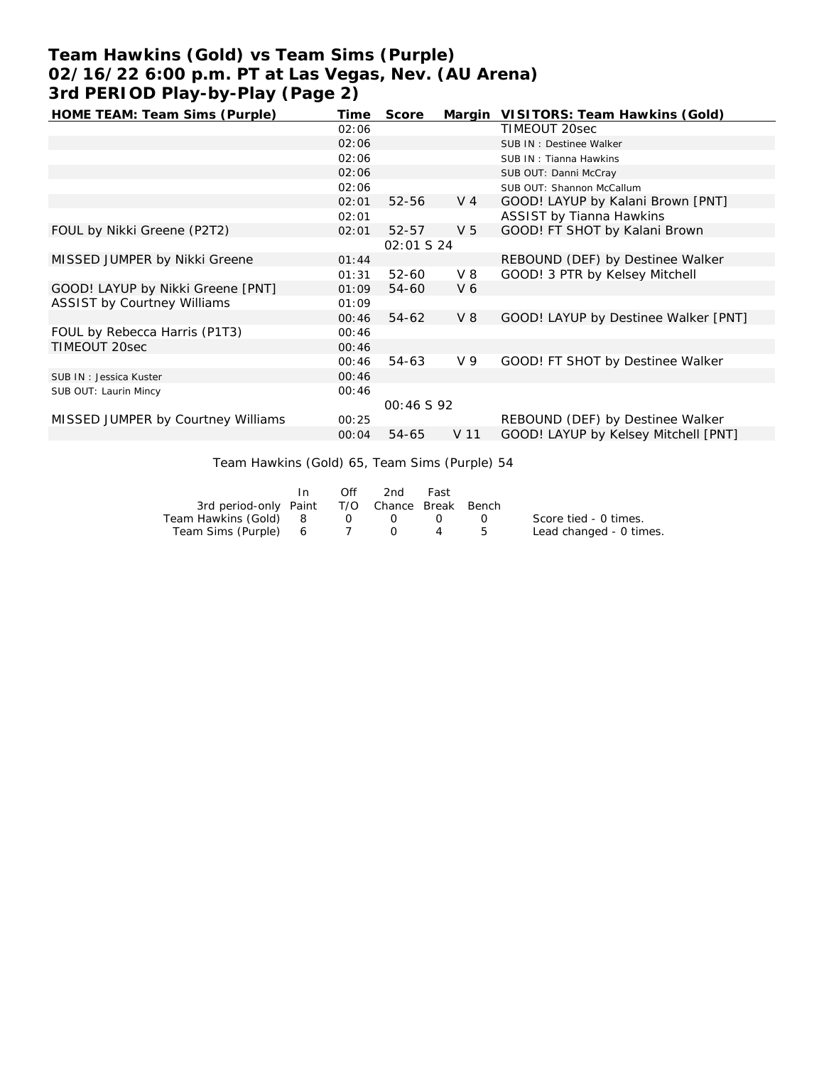# Team Hawkins (Gold) vs Team Sims (Purple)
## 02/16/22 6:00 p.m. PT at Las Vegas, Nev. (AU Arena)
## 3rd PERIOD Play-by-Play (Page 2)

| HOME TEAM: Team Sims (Purple) | Time | Score | Margin | VISITORS: Team Hawkins (Gold) |
|---|---|---|---|---|
| | 02:06 | | | TIMEOUT 20sec |
| | 02:06 | | | SUB IN : Destinee Walker |
| | 02:06 | | | SUB IN : Tianna Hawkins |
| | 02:06 | | | SUB OUT: Danni McCray |
| | 02:06 | | | SUB OUT: Shannon McCallum |
| | 02:01 | 52-56 | V 4 | GOOD! LAYUP by Kalani Brown [PNT] |
| | 02:01 | | | ASSIST by Tianna Hawkins |
| FOUL by Nikki Greene (P2T2) | 02:01 | 52-57 | V 5 | GOOD! FT SHOT by Kalani Brown |
| | | 02:01 S 24 | | |
| MISSED JUMPER by Nikki Greene | 01:44 | | | REBOUND (DEF) by Destinee Walker |
| | 01:31 | 52-60 | V 8 | GOOD! 3 PTR by Kelsey Mitchell |
| GOOD! LAYUP by Nikki Greene [PNT] | 01:09 | 54-60 | V 6 | |
| ASSIST by Courtney Williams | 01:09 | | | |
| | 00:46 | 54-62 | V 8 | GOOD! LAYUP by Destinee Walker [PNT] |
| FOUL by Rebecca Harris (P1T3) | 00:46 | | | |
| TIMEOUT 20sec | 00:46 | | | |
| | 00:46 | 54-63 | V 9 | GOOD! FT SHOT by Destinee Walker |
| SUB IN : Jessica Kuster | 00:46 | | | |
| SUB OUT: Laurin Mincy | 00:46 | | | |
| | | 00:46 S 92 | | |
| MISSED JUMPER by Courtney Williams | 00:25 | | | REBOUND (DEF) by Destinee Walker |
| | 00:04 | 54-65 | V 11 | GOOD! LAYUP by Kelsey Mitchell [PNT] |

Team Hawkins (Gold) 65, Team Sims (Purple) 54

| 3rd period-only | In Paint | Off T/O | 2nd Chance | Fast Break | Bench |
|---|---|---|---|---|---|
| Team Hawkins (Gold) | 8 | 0 | 0 | 0 | 0 |
| Team Sims (Purple) | 6 | 7 | 0 | 4 | 5 |

Score tied - 0 times.
Lead changed - 0 times.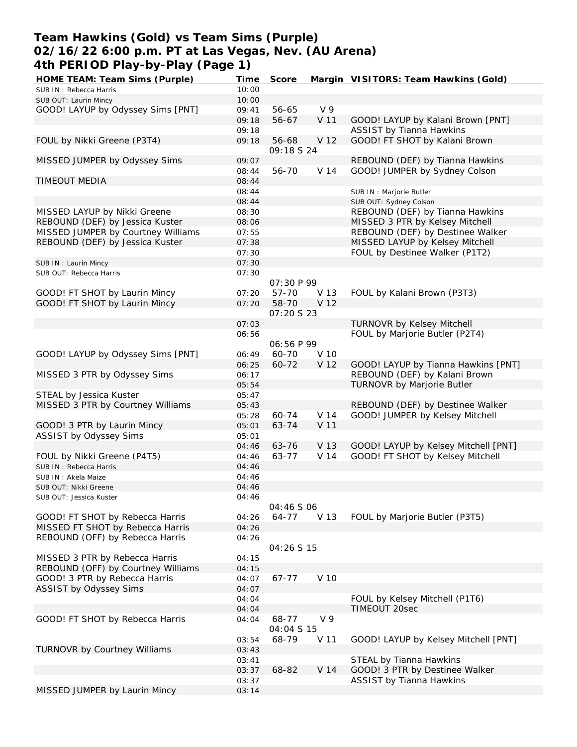# Team Hawkins (Gold) vs Team Sims (Purple)
## 02/16/22 6:00 p.m. PT at Las Vegas, Nev. (AU Arena)
## 4th PERIOD Play-by-Play (Page 1)

| HOME TEAM: Team Sims (Purple) | Time | Score | Margin | VISITORS: Team Hawkins (Gold) |
|---|---|---|---|---|
| SUB IN : Rebecca Harris | 10:00 | | | |
| SUB OUT: Laurin Mincy | 10:00 | | | |
| GOOD! LAYUP by Odyssey Sims [PNT] | 09:41 | 56-65 | V 9 | |
| | 09:18 | 56-67 | V 11 | GOOD! LAYUP by Kalani Brown [PNT] |
| | 09:18 | | | ASSIST by Tianna Hawkins |
| FOUL by Nikki Greene (P3T4) | 09:18 | 56-68 | V 12 | GOOD! FT SHOT by Kalani Brown |
| | | 09:18 S 24 | | |
| MISSED JUMPER by Odyssey Sims | 09:07 | | | REBOUND (DEF) by Tianna Hawkins |
| | 08:44 | 56-70 | V 14 | GOOD! JUMPER by Sydney Colson |
| TIMEOUT MEDIA | 08:44 | | | |
| | 08:44 | | | SUB IN : Marjorie Butler |
| | 08:44 | | | SUB OUT: Sydney Colson |
| MISSED LAYUP by Nikki Greene | 08:30 | | | REBOUND (DEF) by Tianna Hawkins |
| REBOUND (DEF) by Jessica Kuster | 08:06 | | | MISSED 3 PTR by Kelsey Mitchell |
| MISSED JUMPER by Courtney Williams | 07:55 | | | REBOUND (DEF) by Destinee Walker |
| REBOUND (DEF) by Jessica Kuster | 07:38 | | | MISSED LAYUP by Kelsey Mitchell |
| | 07:30 | | | FOUL by Destinee Walker (P1T2) |
| SUB IN : Laurin Mincy | 07:30 | | | |
| SUB OUT: Rebecca Harris | 07:30 | | | |
| | | 07:30 P 99 | | |
| GOOD! FT SHOT by Laurin Mincy | 07:20 | 57-70 | V 13 | FOUL by Kalani Brown (P3T3) |
| GOOD! FT SHOT by Laurin Mincy | 07:20 | 58-70 | V 12 | |
| | | 07:20 S 23 | | |
| | 07:03 | | | TURNOVR by Kelsey Mitchell |
| | 06:56 | | | FOUL by Marjorie Butler (P2T4) |
| | | 06:56 P 99 | | |
| GOOD! LAYUP by Odyssey Sims [PNT] | 06:49 | 60-70 | V 10 | |
| | 06:25 | 60-72 | V 12 | GOOD! LAYUP by Tianna Hawkins [PNT] |
| MISSED 3 PTR by Odyssey Sims | 06:17 | | | REBOUND (DEF) by Kalani Brown |
| | 05:54 | | | TURNOVR by Marjorie Butler |
| STEAL by Jessica Kuster | 05:47 | | | |
| MISSED 3 PTR by Courtney Williams | 05:43 | | | REBOUND (DEF) by Destinee Walker |
| | 05:28 | 60-74 | V 14 | GOOD! JUMPER by Kelsey Mitchell |
| GOOD! 3 PTR by Laurin Mincy | 05:01 | 63-74 | V 11 | |
| ASSIST by Odyssey Sims | 05:01 | | | |
| | 04:46 | 63-76 | V 13 | GOOD! LAYUP by Kelsey Mitchell [PNT] |
| FOUL by Nikki Greene (P4T5) | 04:46 | 63-77 | V 14 | GOOD! FT SHOT by Kelsey Mitchell |
| SUB IN : Rebecca Harris | 04:46 | | | |
| SUB IN : Akela Maize | 04:46 | | | |
| SUB OUT: Nikki Greene | 04:46 | | | |
| SUB OUT: Jessica Kuster | 04:46 | | | |
| | | 04:46 S 06 | | |
| GOOD! FT SHOT by Rebecca Harris | 04:26 | 64-77 | V 13 | FOUL by Marjorie Butler (P3T5) |
| MISSED FT SHOT by Rebecca Harris | 04:26 | | | |
| REBOUND (OFF) by Rebecca Harris | 04:26 | | | |
| | | 04:26 S 15 | | |
| MISSED 3 PTR by Rebecca Harris | 04:15 | | | |
| REBOUND (OFF) by Courtney Williams | 04:15 | | | |
| GOOD! 3 PTR by Rebecca Harris | 04:07 | 67-77 | V 10 | |
| ASSIST by Odyssey Sims | 04:07 | | | |
| | 04:04 | | | FOUL by Kelsey Mitchell (P1T6) |
| | 04:04 | | | TIMEOUT 20sec |
| GOOD! FT SHOT by Rebecca Harris | 04:04 | 68-77 | V 9 | |
| | | 04:04 S 15 | | |
| | 03:54 | 68-79 | V 11 | GOOD! LAYUP by Kelsey Mitchell [PNT] |
| TURNOVR by Courtney Williams | 03:43 | | | |
| | 03:41 | | | STEAL by Tianna Hawkins |
| | 03:37 | 68-82 | V 14 | GOOD! 3 PTR by Destinee Walker |
| | 03:37 | | | ASSIST by Tianna Hawkins |
| MISSED JUMPER by Laurin Mincy | 03:14 | | | |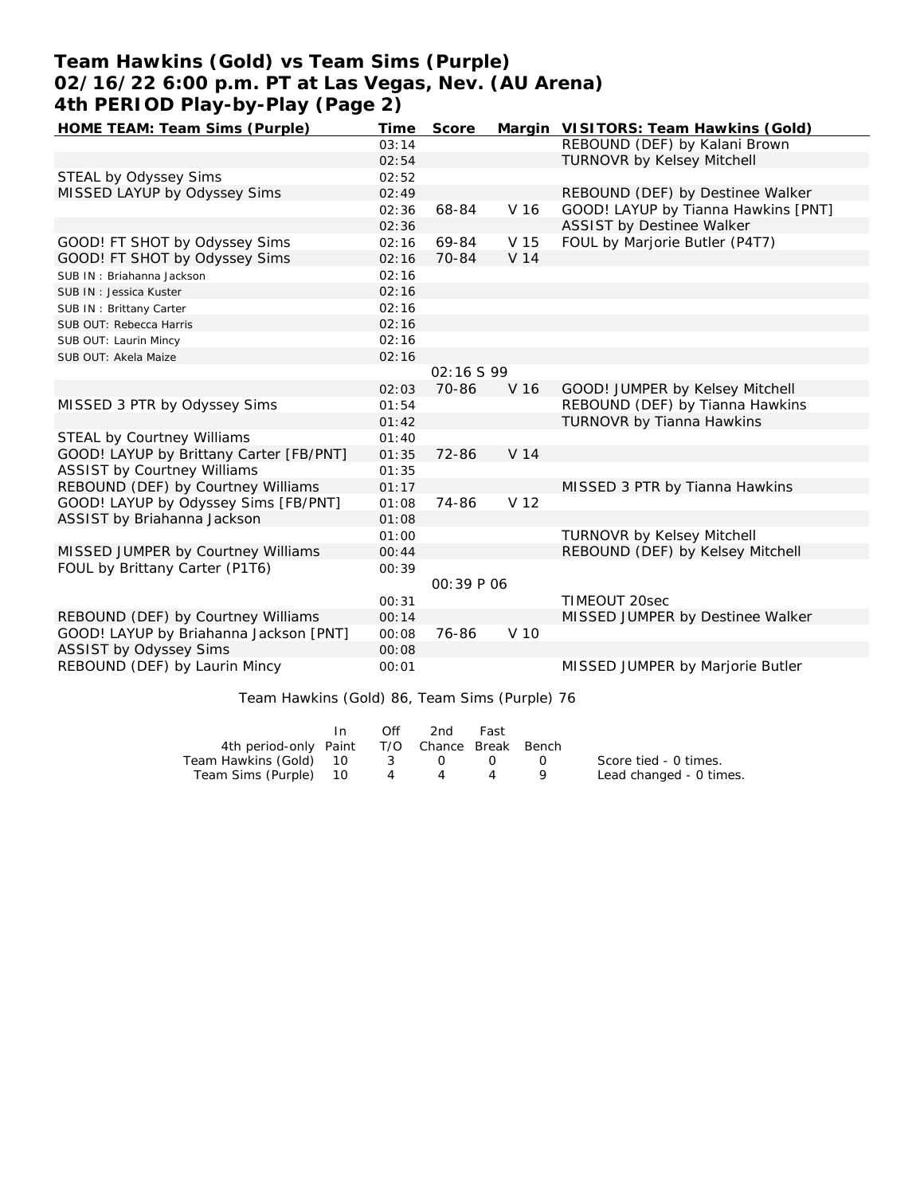# Team Hawkins (Gold) vs Team Sims (Purple)
# 02/16/22 6:00 p.m. PT at Las Vegas, Nev. (AU Arena)
# 4th PERIOD Play-by-Play (Page 2)

| HOME TEAM: Team Sims (Purple) | Time | Score | Margin | VISITORS: Team Hawkins (Gold) |
|---|---|---|---|---|
| | 03:14 | | | REBOUND (DEF) by Kalani Brown |
| | 02:54 | | | TURNOVR by Kelsey Mitchell |
| STEAL by Odyssey Sims | 02:52 | | | |
| MISSED LAYUP by Odyssey Sims | 02:49 | | | REBOUND (DEF) by Destinee Walker |
| | 02:36 | 68-84 | V 16 | GOOD! LAYUP by Tianna Hawkins [PNT] |
| | 02:36 | | | ASSIST by Destinee Walker |
| GOOD! FT SHOT by Odyssey Sims | 02:16 | 69-84 | V 15 | FOUL by Marjorie Butler (P4T7) |
| GOOD! FT SHOT by Odyssey Sims | 02:16 | 70-84 | V 14 | |
| SUB IN : Briahanna Jackson | 02:16 | | | |
| SUB IN : Jessica Kuster | 02:16 | | | |
| SUB IN : Brittany Carter | 02:16 | | | |
| SUB OUT: Rebecca Harris | 02:16 | | | |
| SUB OUT: Laurin Mincy | 02:16 | | | |
| SUB OUT: Akela Maize | 02:16 | | | |
| | | 02:16 S 99 | | |
| | 02:03 | 70-86 | V 16 | GOOD! JUMPER by Kelsey Mitchell |
| MISSED 3 PTR by Odyssey Sims | 01:54 | | | REBOUND (DEF) by Tianna Hawkins |
| | 01:42 | | | TURNOVR by Tianna Hawkins |
| STEAL by Courtney Williams | 01:40 | | | |
| GOOD! LAYUP by Brittany Carter [FB/PNT] | 01:35 | 72-86 | V 14 | |
| ASSIST by Courtney Williams | 01:35 | | | |
| REBOUND (DEF) by Courtney Williams | 01:17 | | | MISSED 3 PTR by Tianna Hawkins |
| GOOD! LAYUP by Odyssey Sims [FB/PNT] | 01:08 | 74-86 | V 12 | |
| ASSIST by Briahanna Jackson | 01:08 | | | |
| | 01:00 | | | TURNOVR by Kelsey Mitchell |
| MISSED JUMPER by Courtney Williams | 00:44 | | | REBOUND (DEF) by Kelsey Mitchell |
| FOUL by Brittany Carter (P1T6) | 00:39 | | | |
| | | 00:39 P 06 | | |
| | 00:31 | | | TIMEOUT 20sec |
| REBOUND (DEF) by Courtney Williams | 00:14 | | | MISSED JUMPER by Destinee Walker |
| GOOD! LAYUP by Briahanna Jackson [PNT] | 00:08 | 76-86 | V 10 | |
| ASSIST by Odyssey Sims | 00:08 | | | |
| REBOUND (DEF) by Laurin Mincy | 00:01 | | | MISSED JUMPER by Marjorie Butler |

Team Hawkins (Gold) 86, Team Sims (Purple) 76

| 4th period-only | In Paint | Off T/O | 2nd Chance | Fast Break | Bench |
|---|---|---|---|---|---|
| Team Hawkins (Gold) | 10 | 3 | 0 | 0 | 0 |
| Team Sims (Purple) | 10 | 4 | 4 | 4 | 9 |

Score tied - 0 times.
Lead changed - 0 times.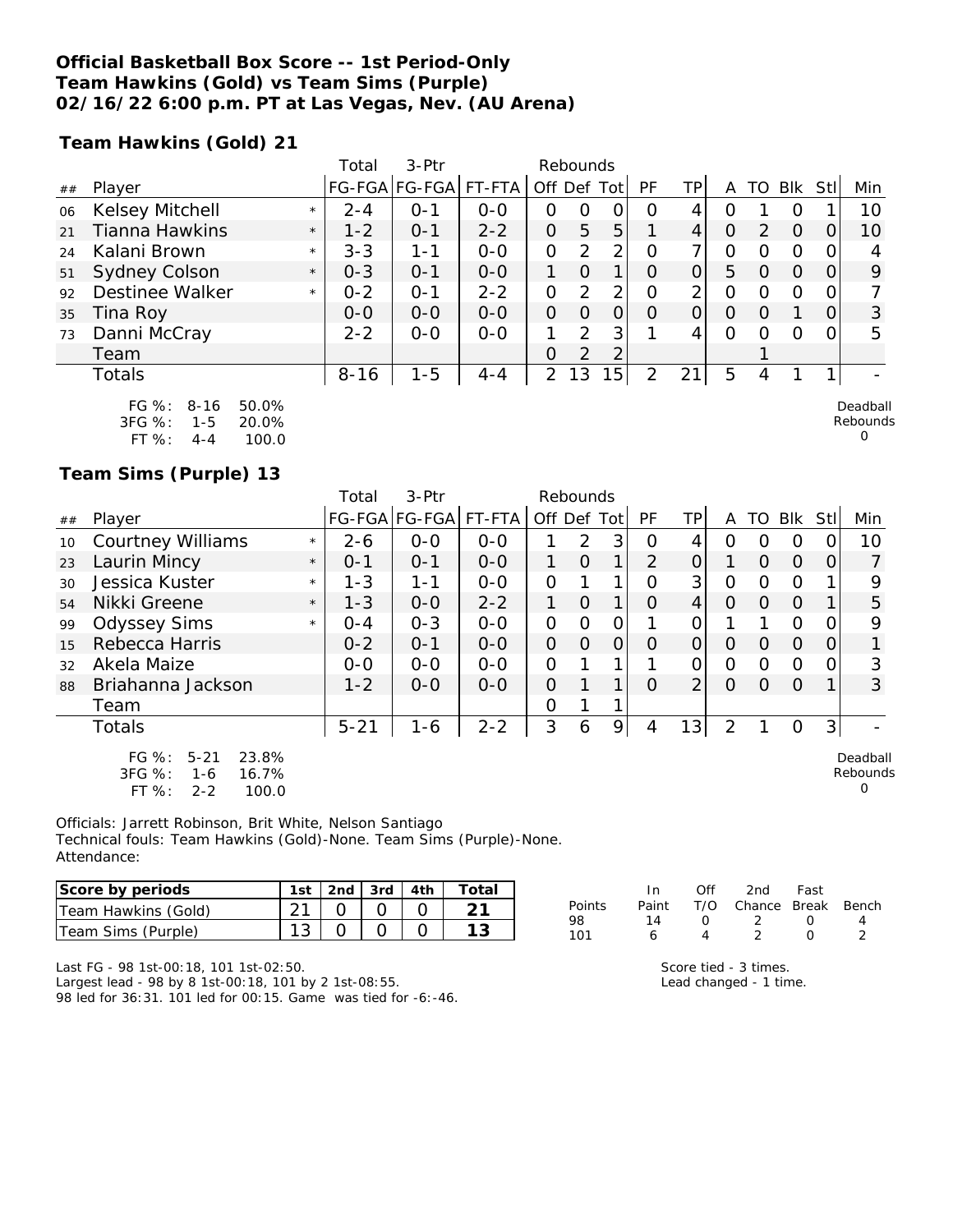**Official Basketball Box Score -- 1st Period-Only**
**Team Hawkins (Gold) vs Team Sims (Purple)**
**02/16/22 6:00 p.m. PT at Las Vegas, Nev. (AU Arena)**

**Team Hawkins (Gold) 21**

| ## | Player | | Total FG-FGA | 3-Ptr FG-FGA | FT-FTA | Rebounds Off | Def | Tot | PF | TP | A | TO | Blk | Stl | Min |
|---|---|---|---|---|---|---|---|---|---|---|---|---|---|---|---|
| 06 | Kelsey Mitchell | * | 2-4 | 0-1 | 0-0 | 0 | 0 | 0 | 0 | 4 | 0 | 1 | 0 | 1 | 10 |
| 21 | Tianna Hawkins | * | 1-2 | 0-1 | 2-2 | 0 | 5 | 5 | 1 | 4 | 0 | 2 | 0 | 0 | 10 |
| 24 | Kalani Brown | * | 3-3 | 1-1 | 0-0 | 0 | 2 | 2 | 0 | 7 | 0 | 0 | 0 | 0 | 4 |
| 51 | Sydney Colson | * | 0-3 | 0-1 | 0-0 | 1 | 0 | 1 | 0 | 0 | 5 | 0 | 0 | 0 | 9 |
| 92 | Destinee Walker | * | 0-2 | 0-1 | 2-2 | 0 | 2 | 2 | 0 | 2 | 0 | 0 | 0 | 0 | 7 |
| 35 | Tina Roy | | 0-0 | 0-0 | 0-0 | 0 | 0 | 0 | 0 | 0 | 0 | 0 | 1 | 0 | 3 |
| 73 | Danni McCray | | 2-2 | 0-0 | 0-0 | 1 | 2 | 3 | 1 | 4 | 0 | 0 | 0 | 0 | 5 |
| | Team | | | | | 0 | 2 | 2 | | | | 1 | | | |
| | Totals | | 8-16 | 1-5 | 4-4 | 2 | 13 | 15 | 2 | 21 | 5 | 4 | 1 | 1 | - |

FG %: 8-16 50.0%
3FG %: 1-5 20.0%
FT %: 4-4 100.0

Deadball Rebounds 0

**Team Sims (Purple) 13**

| ## | Player | | Total FG-FGA | 3-Ptr FG-FGA | FT-FTA | Rebounds Off | Def | Tot | PF | TP | A | TO | Blk | Stl | Min |
|---|---|---|---|---|---|---|---|---|---|---|---|---|---|---|---|
| 10 | Courtney Williams | * | 2-6 | 0-0 | 0-0 | 1 | 2 | 3 | 0 | 4 | 0 | 0 | 0 | 0 | 10 |
| 23 | Laurin Mincy | * | 0-1 | 0-1 | 0-0 | 1 | 0 | 1 | 2 | 0 | 1 | 0 | 0 | 0 | 7 |
| 30 | Jessica Kuster | * | 1-3 | 1-1 | 0-0 | 0 | 1 | 1 | 0 | 3 | 0 | 0 | 0 | 1 | 9 |
| 54 | Nikki Greene | * | 1-3 | 0-0 | 2-2 | 1 | 0 | 1 | 0 | 4 | 0 | 0 | 0 | 1 | 5 |
| 99 | Odyssey Sims | * | 0-4 | 0-3 | 0-0 | 0 | 0 | 0 | 1 | 0 | 1 | 1 | 0 | 0 | 9 |
| 15 | Rebecca Harris | | 0-2 | 0-1 | 0-0 | 0 | 0 | 0 | 0 | 0 | 0 | 0 | 0 | 0 | 1 |
| 32 | Akela Maize | | 0-0 | 0-0 | 0-0 | 0 | 1 | 1 | 1 | 0 | 0 | 0 | 0 | 0 | 3 |
| 88 | Briahanna Jackson | | 1-2 | 0-0 | 0-0 | 0 | 1 | 1 | 0 | 2 | 0 | 0 | 0 | 1 | 3 |
| | Team | | | | | 0 | 1 | 1 | | | | | | | |
| | Totals | | 5-21 | 1-6 | 2-2 | 3 | 6 | 9 | 4 | 13 | 2 | 1 | 0 | 3 | - |

FG %: 5-21 23.8%
3FG %: 1-6 16.7%
FT %: 2-2 100.0

Deadball Rebounds 0

Officials: Jarrett Robinson, Brit White, Nelson Santiago
Technical fouls: Team Hawkins (Gold)-None. Team Sims (Purple)-None.
Attendance:

| Score by periods | 1st | 2nd | 3rd | 4th | Total |
|---|---|---|---|---|---|
| Team Hawkins (Gold) | 21 | 0 | 0 | 0 | 21 |
| Team Sims (Purple) | 13 | 0 | 0 | 0 | 13 |

| Points | In Paint | Off T/O | 2nd Chance | Fast Break | Bench |
|---|---|---|---|---|---|
| 98 | 14 | 0 | 2 | 0 | 4 |
| 101 | 6 | 4 | 2 | 0 | 2 |

Last FG - 98 1st-00:18, 101 1st-02:50.
Largest lead - 98 by 8 1st-00:18, 101 by 2 1st-08:55.
98 led for 36:31. 101 led for 00:15. Game was tied for -6:-46.

Score tied - 3 times.
Lead changed - 1 time.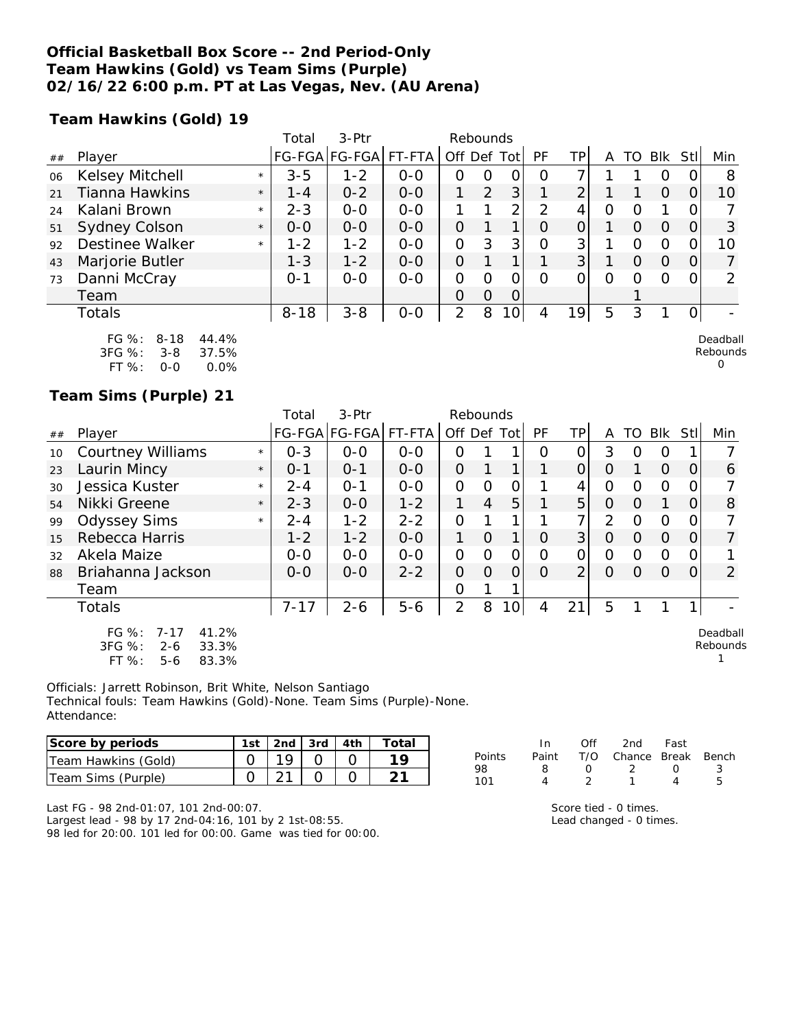**Official Basketball Box Score -- 2nd Period-Only**
**Team Hawkins (Gold) vs Team Sims (Purple)**
**02/16/22 6:00 p.m. PT at Las Vegas, Nev. (AU Arena)**

**Team Hawkins (Gold) 19**

| ## | Player | | Total FG-FGA | 3-Ptr FG-FGA | FT-FTA | Rebounds Off | Def | Tot | PF | TP | A | TO | Blk | Stl | Min |
|---|---|---|---|---|---|---|---|---|---|---|---|---|---|---|---|
| 06 | Kelsey Mitchell | * | 3-5 | 1-2 | 0-0 | 0 | 0 | 0 | 0 | 7 | 1 | 1 | 0 | 0 | 8 |
| 21 | Tianna Hawkins | * | 1-4 | 0-2 | 0-0 | 1 | 2 | 3 | 1 | 2 | 1 | 1 | 0 | 0 | 10 |
| 24 | Kalani Brown | * | 2-3 | 0-0 | 0-0 | 1 | 1 | 2 | 2 | 4 | 0 | 0 | 1 | 0 | 7 |
| 51 | Sydney Colson | * | 0-0 | 0-0 | 0-0 | 0 | 1 | 1 | 0 | 0 | 1 | 0 | 0 | 0 | 3 |
| 92 | Destinee Walker | * | 1-2 | 1-2 | 0-0 | 0 | 3 | 3 | 0 | 3 | 1 | 0 | 0 | 0 | 10 |
| 43 | Marjorie Butler | | 1-3 | 1-2 | 0-0 | 0 | 1 | 1 | 1 | 3 | 1 | 0 | 0 | 0 | 7 |
| 73 | Danni McCray | | 0-1 | 0-0 | 0-0 | 0 | 0 | 0 | 0 | 0 | 0 | 0 | 0 | 0 | 2 |
| | Team | | | | | 0 | 0 | 0 | | | | 1 | | | |
| | Totals | | 8-18 | 3-8 | 0-0 | 2 | 8 | 10 | 4 | 19 | 5 | 3 | 1 | 0 | - |

FG %: 8-18 44.4%
3FG %: 3-8 37.5%
FT %: 0-0 0.0%

Deadball Rebounds 0

**Team Sims (Purple) 21**

| ## | Player | | Total FG-FGA | 3-Ptr FG-FGA | FT-FTA | Rebounds Off | Def | Tot | PF | TP | A | TO | Blk | Stl | Min |
|---|---|---|---|---|---|---|---|---|---|---|---|---|---|---|---|
| 10 | Courtney Williams | * | 0-3 | 0-0 | 0-0 | 0 | 1 | 1 | 0 | 0 | 3 | 0 | 0 | 1 | 7 |
| 23 | Laurin Mincy | * | 0-1 | 0-1 | 0-0 | 0 | 1 | 1 | 1 | 0 | 0 | 1 | 0 | 0 | 6 |
| 30 | Jessica Kuster | * | 2-4 | 0-1 | 0-0 | 0 | 0 | 0 | 1 | 4 | 0 | 0 | 0 | 0 | 7 |
| 54 | Nikki Greene | * | 2-3 | 0-0 | 1-2 | 1 | 4 | 5 | 1 | 5 | 0 | 0 | 1 | 0 | 8 |
| 99 | Odyssey Sims | * | 2-4 | 1-2 | 2-2 | 0 | 1 | 1 | 1 | 7 | 2 | 0 | 0 | 0 | 7 |
| 15 | Rebecca Harris | | 1-2 | 1-2 | 0-0 | 1 | 0 | 1 | 0 | 3 | 0 | 0 | 0 | 0 | 7 |
| 32 | Akela Maize | | 0-0 | 0-0 | 0-0 | 0 | 0 | 0 | 0 | 0 | 0 | 0 | 0 | 0 | 1 |
| 88 | Briahanna Jackson | | 0-0 | 0-0 | 2-2 | 0 | 0 | 0 | 0 | 2 | 0 | 0 | 0 | 0 | 2 |
| | Team | | | | | 0 | 1 | 1 | | | | | | | |
| | Totals | | 7-17 | 2-6 | 5-6 | 2 | 8 | 10 | 4 | 21 | 5 | 1 | 1 | 1 | - |

FG %: 7-17 41.2%
3FG %: 2-6 33.3%
FT %: 5-6 83.3%

Deadball Rebounds 1

Officials: Jarrett Robinson, Brit White, Nelson Santiago
Technical fouls: Team Hawkins (Gold)-None. Team Sims (Purple)-None.
Attendance:

| Score by periods | 1st | 2nd | 3rd | 4th | Total |
|---|---|---|---|---|---|
| Team Hawkins (Gold) | 0 | 19 | 0 | 0 | 19 |
| Team Sims (Purple) | 0 | 21 | 0 | 0 | 21 |

| Points | In Paint | Off T/O | 2nd Chance | Fast Break | Bench |
|---|---|---|---|---|---|
| 98 | 8 | 0 | 2 | 0 | 3 |
| 101 | 4 | 2 | 1 | 4 | 5 |

Last FG - 98 2nd-01:07, 101 2nd-00:07.
Largest lead - 98 by 17 2nd-04:16, 101 by 2 1st-08:55.
98 led for 20:00. 101 led for 00:00. Game was tied for 00:00.

Score tied - 0 times.
Lead changed - 0 times.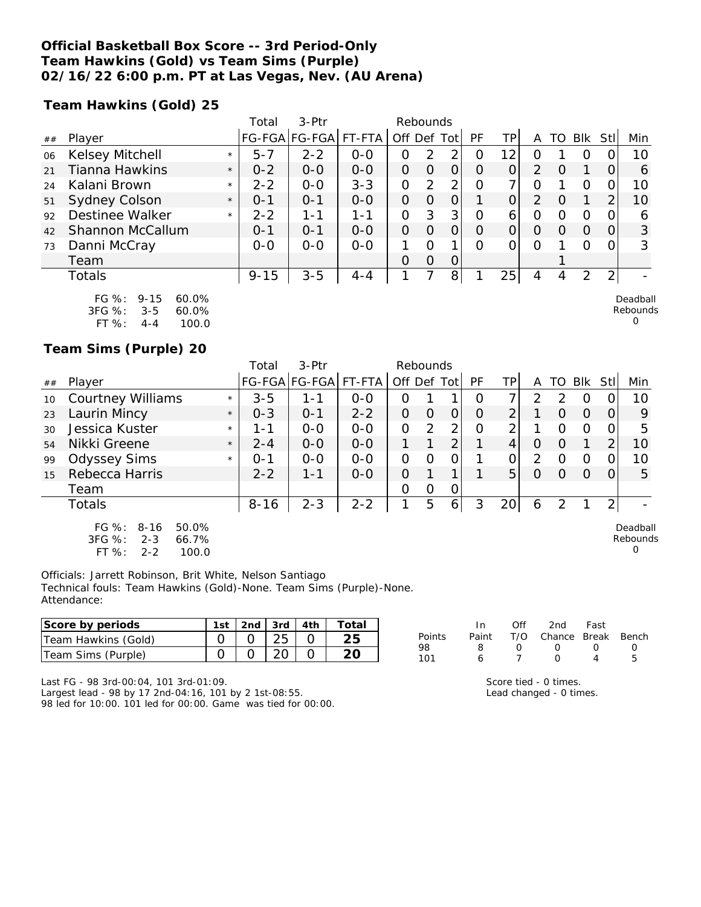**Official Basketball Box Score -- 3rd Period-Only**
**Team Hawkins (Gold) vs Team Sims (Purple)**
**02/16/22 6:00 p.m. PT at Las Vegas, Nev. (AU Arena)**

**Team Hawkins (Gold) 25**

| ## | Player | | Total FG-FGA | 3-Ptr FG-FGA | FT-FTA | Rebounds Off | Def | Tot | PF | TP | A | TO | Blk | Stl | Min |
|---|---|---|---|---|---|---|---|---|---|---|---|---|---|---|---|
| 06 | Kelsey Mitchell | * | 5-7 | 2-2 | 0-0 | 0 | 2 | 2 | 0 | 12 | 0 | 1 | 0 | 0 | 10 |
| 21 | Tianna Hawkins | * | 0-2 | 0-0 | 0-0 | 0 | 0 | 0 | 0 | 0 | 2 | 0 | 1 | 0 | 6 |
| 24 | Kalani Brown | * | 2-2 | 0-0 | 3-3 | 0 | 2 | 2 | 0 | 7 | 0 | 1 | 0 | 0 | 10 |
| 51 | Sydney Colson | * | 0-1 | 0-1 | 0-0 | 0 | 0 | 0 | 1 | 0 | 2 | 0 | 1 | 2 | 10 |
| 92 | Destinee Walker | * | 2-2 | 1-1 | 1-1 | 0 | 3 | 3 | 0 | 6 | 0 | 0 | 0 | 0 | 6 |
| 42 | Shannon McCallum | | 0-1 | 0-1 | 0-0 | 0 | 0 | 0 | 0 | 0 | 0 | 0 | 0 | 0 | 3 |
| 73 | Danni McCray | | 0-0 | 0-0 | 0-0 | 1 | 0 | 1 | 0 | 0 | 0 | 1 | 0 | 0 | 3 |
| | Team | | | | | 0 | 0 | 0 | | | | 1 | | | |
| | Totals | | 9-15 | 3-5 | 4-4 | 1 | 7 | 8 | 1 | 25 | 4 | 4 | 2 | 2 | - |

FG %: 9-15 60.0%
3FG %: 3-5 60.0%
FT %: 4-4 100.0

Deadball Rebounds 0

**Team Sims (Purple) 20**

| ## | Player | | Total FG-FGA | 3-Ptr FG-FGA | FT-FTA | Rebounds Off | Def | Tot | PF | TP | A | TO | Blk | Stl | Min |
|---|---|---|---|---|---|---|---|---|---|---|---|---|---|---|---|
| 10 | Courtney Williams | * | 3-5 | 1-1 | 0-0 | 0 | 1 | 1 | 0 | 7 | 2 | 2 | 0 | 0 | 10 |
| 23 | Laurin Mincy | * | 0-3 | 0-1 | 2-2 | 0 | 0 | 0 | 0 | 2 | 1 | 0 | 0 | 0 | 9 |
| 30 | Jessica Kuster | * | 1-1 | 0-0 | 0-0 | 0 | 2 | 2 | 0 | 2 | 1 | 0 | 0 | 0 | 5 |
| 54 | Nikki Greene | * | 2-4 | 0-0 | 0-0 | 1 | 1 | 2 | 1 | 4 | 0 | 0 | 1 | 2 | 10 |
| 99 | Odyssey Sims | * | 0-1 | 0-0 | 0-0 | 0 | 0 | 0 | 1 | 0 | 2 | 0 | 0 | 0 | 10 |
| 15 | Rebecca Harris | | 2-2 | 1-1 | 0-0 | 0 | 1 | 1 | 1 | 5 | 0 | 0 | 0 | 0 | 5 |
| | Team | | | | | 0 | 0 | 0 | | | | | | | |
| | Totals | | 8-16 | 2-3 | 2-2 | 1 | 5 | 6 | 3 | 20 | 6 | 2 | 1 | 2 | - |

FG %: 8-16 50.0%
3FG %: 2-3 66.7%
FT %: 2-2 100.0

Deadball Rebounds 0

Officials: Jarrett Robinson, Brit White, Nelson Santiago
Technical fouls: Team Hawkins (Gold)-None. Team Sims (Purple)-None.
Attendance:

| Score by periods | 1st | 2nd | 3rd | 4th | Total |
|---|---|---|---|---|---|
| Team Hawkins (Gold) | 0 | 0 | 25 | 0 | 25 |
| Team Sims (Purple) | 0 | 0 | 20 | 0 | 20 |

| Points | In Paint | Off T/O | 2nd Chance | Fast Break | Bench |
|---|---|---|---|---|---|
| 98 | 8 | 0 | 0 | 0 | 0 |
| 101 | 6 | 7 | 0 | 4 | 5 |

Last FG - 98 3rd-00:04, 101 3rd-01:09.
Largest lead - 98 by 17 2nd-04:16, 101 by 2 1st-08:55.
98 led for 10:00. 101 led for 00:00. Game was tied for 00:00.

Score tied - 0 times.
Lead changed - 0 times.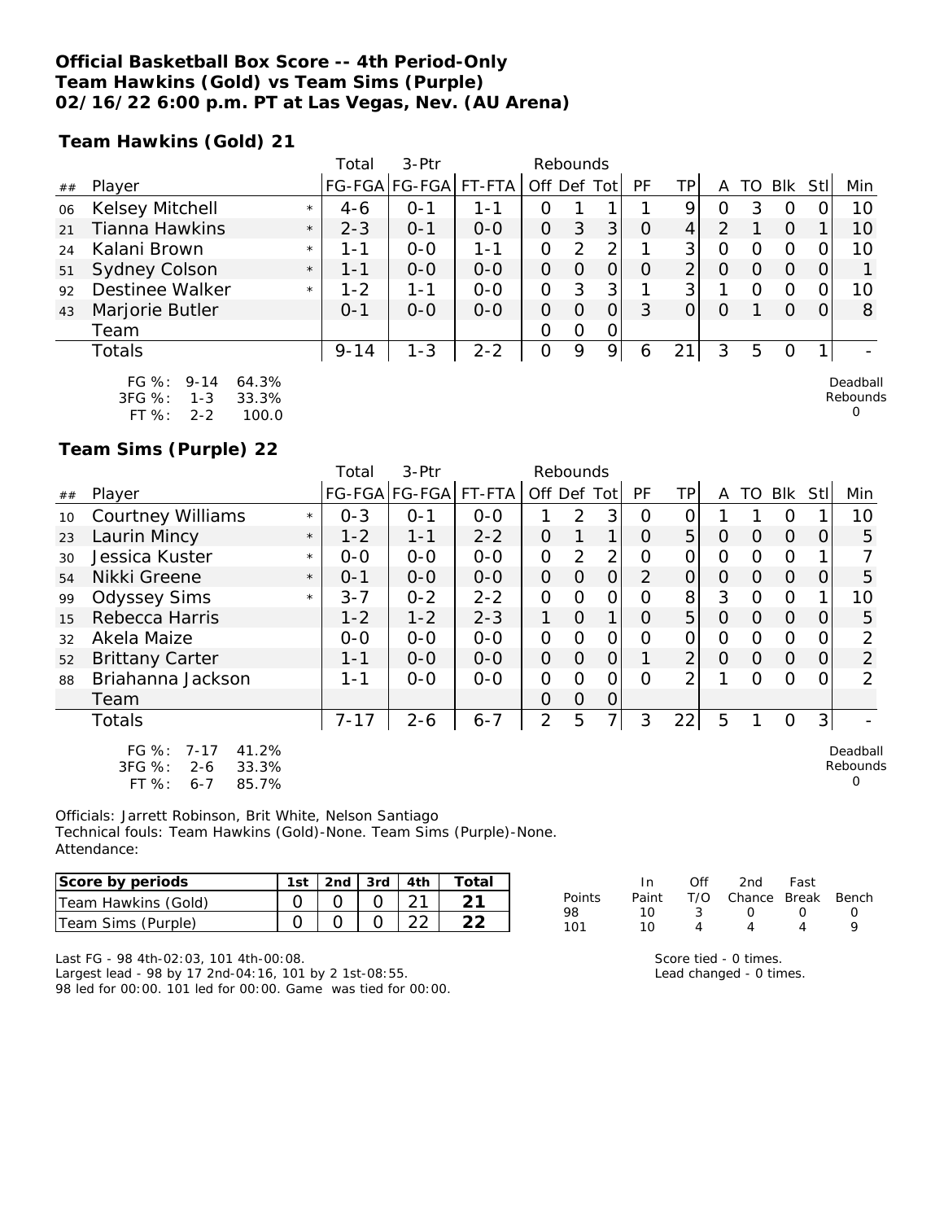**Official Basketball Box Score -- 4th Period-Only**
**Team Hawkins (Gold) vs Team Sims (Purple)**
**02/16/22 6:00 p.m. PT at Las Vegas, Nev. (AU Arena)**

**Team Hawkins (Gold) 21**

| ## | Player | | Total FG-FGA | 3-Ptr FG-FGA | FT-FTA | Rebounds Off | Def | Tot | PF | TP | A | TO | Blk | Stl | Min |
|---|---|---|---|---|---|---|---|---|---|---|---|---|---|---|---|
| 06 | Kelsey Mitchell | * | 4-6 | 0-1 | 1-1 | 0 | 1 | 1 | 1 | 9 | 0 | 3 | 0 | 0 | 10 |
| 21 | Tianna Hawkins | * | 2-3 | 0-1 | 0-0 | 0 | 3 | 3 | 0 | 4 | 2 | 1 | 0 | 1 | 10 |
| 24 | Kalani Brown | * | 1-1 | 0-0 | 1-1 | 0 | 2 | 2 | 1 | 3 | 0 | 0 | 0 | 0 | 10 |
| 51 | Sydney Colson | * | 1-1 | 0-0 | 0-0 | 0 | 0 | 0 | 0 | 2 | 0 | 0 | 0 | 0 | 1 |
| 92 | Destinee Walker | * | 1-2 | 1-1 | 0-0 | 0 | 3 | 3 | 1 | 3 | 1 | 0 | 0 | 0 | 10 |
| 43 | Marjorie Butler | | 0-1 | 0-0 | 0-0 | 0 | 0 | 0 | 3 | 0 | 0 | 1 | 0 | 0 | 8 |
| | Team | | | | | 0 | 0 | 0 | | | | | | | |
| | Totals | | 9-14 | 1-3 | 2-2 | 0 | 9 | 9 | 6 | 21 | 3 | 5 | 0 | 1 | - |

FG %: 9-14 64.3%
3FG %: 1-3 33.3%
FT %: 2-2 100.0

Deadball Rebounds 0

**Team Sims (Purple) 22**

| ## | Player | | Total FG-FGA | 3-Ptr FG-FGA | FT-FTA | Rebounds Off | Def | Tot | PF | TP | A | TO | Blk | Stl | Min |
|---|---|---|---|---|---|---|---|---|---|---|---|---|---|---|---|
| 10 | Courtney Williams | * | 0-3 | 0-1 | 0-0 | 1 | 2 | 3 | 0 | 0 | 1 | 1 | 0 | 1 | 10 |
| 23 | Laurin Mincy | * | 1-2 | 1-1 | 2-2 | 0 | 1 | 1 | 0 | 5 | 0 | 0 | 0 | 0 | 5 |
| 30 | Jessica Kuster | * | 0-0 | 0-0 | 0-0 | 0 | 2 | 2 | 0 | 0 | 0 | 0 | 0 | 1 | 7 |
| 54 | Nikki Greene | * | 0-1 | 0-0 | 0-0 | 0 | 0 | 0 | 2 | 0 | 0 | 0 | 0 | 0 | 5 |
| 99 | Odyssey Sims | * | 3-7 | 0-2 | 2-2 | 0 | 0 | 0 | 0 | 8 | 3 | 0 | 0 | 1 | 10 |
| 15 | Rebecca Harris | | 1-2 | 1-2 | 2-3 | 1 | 0 | 1 | 0 | 5 | 0 | 0 | 0 | 0 | 5 |
| 32 | Akela Maize | | 0-0 | 0-0 | 0-0 | 0 | 0 | 0 | 0 | 0 | 0 | 0 | 0 | 0 | 2 |
| 52 | Brittany Carter | | 1-1 | 0-0 | 0-0 | 0 | 0 | 0 | 1 | 2 | 0 | 0 | 0 | 0 | 2 |
| 88 | Briahanna Jackson | | 1-1 | 0-0 | 0-0 | 0 | 0 | 0 | 0 | 2 | 1 | 0 | 0 | 0 | 2 |
| | Team | | | | | 0 | 0 | 0 | | | | | | | |
| | Totals | | 7-17 | 2-6 | 6-7 | 2 | 5 | 7 | 3 | 22 | 5 | 1 | 0 | 3 | - |

FG %: 7-17 41.2%
3FG %: 2-6 33.3%
FT %: 6-7 85.7%

Deadball Rebounds 0

Officials: Jarrett Robinson, Brit White, Nelson Santiago
Technical fouls: Team Hawkins (Gold)-None. Team Sims (Purple)-None.
Attendance:

| Score by periods | 1st | 2nd | 3rd | 4th | Total |
|---|---|---|---|---|---|
| Team Hawkins (Gold) | 0 | 0 | 0 | 21 | **21** |
| Team Sims (Purple) | 0 | 0 | 0 | 22 | **22** |

| Points | In Paint | Off T/O | 2nd Chance | Fast Break | Bench |
|---|---|---|---|---|---|
| 98 | 10 | 3 | 0 | 0 | 0 |
| 101 | 10 | 4 | 4 | 4 | 9 |

Last FG - 98 4th-02:03, 101 4th-00:08.
Largest lead - 98 by 17 2nd-04:16, 101 by 2 1st-08:55.
98 led for 00:00. 101 led for 00:00. Game was tied for 00:00.

Score tied - 0 times.
Lead changed - 0 times.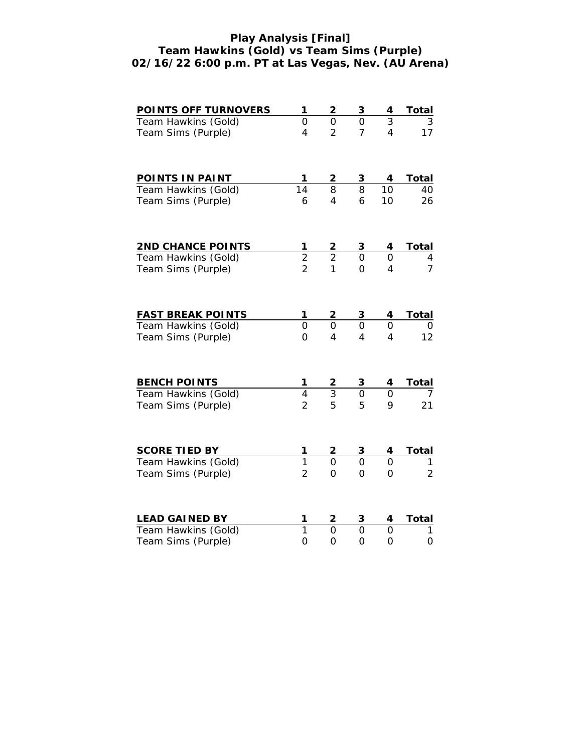# Play Analysis [Final]
## Team Hawkins (Gold) vs Team Sims (Purple)
## 02/16/22 6:00 p.m. PT at Las Vegas, Nev. (AU Arena)

| POINTS OFF TURNOVERS | 1 | 2 | 3 | 4 | Total |
|---|---|---|---|---|---|
| Team Hawkins (Gold) | 0 | 0 | 0 | 3 | 3 |
| Team Sims (Purple) | 4 | 2 | 7 | 4 | 17 |

| POINTS IN PAINT | 1 | 2 | 3 | 4 | Total |
|---|---|---|---|---|---|
| Team Hawkins (Gold) | 14 | 8 | 8 | 10 | 40 |
| Team Sims (Purple) | 6 | 4 | 6 | 10 | 26 |

| 2ND CHANCE POINTS | 1 | 2 | 3 | 4 | Total |
|---|---|---|---|---|---|
| Team Hawkins (Gold) | 2 | 2 | 0 | 0 | 4 |
| Team Sims (Purple) | 2 | 1 | 0 | 4 | 7 |

| FAST BREAK POINTS | 1 | 2 | 3 | 4 | Total |
|---|---|---|---|---|---|
| Team Hawkins (Gold) | 0 | 0 | 0 | 0 | 0 |
| Team Sims (Purple) | 0 | 4 | 4 | 4 | 12 |

| BENCH POINTS | 1 | 2 | 3 | 4 | Total |
|---|---|---|---|---|---|
| Team Hawkins (Gold) | 4 | 3 | 0 | 0 | 7 |
| Team Sims (Purple) | 2 | 5 | 5 | 9 | 21 |

| SCORE TIED BY | 1 | 2 | 3 | 4 | Total |
|---|---|---|---|---|---|
| Team Hawkins (Gold) | 1 | 0 | 0 | 0 | 1 |
| Team Sims (Purple) | 2 | 0 | 0 | 0 | 2 |

| LEAD GAINED BY | 1 | 2 | 3 | 4 | Total |
|---|---|---|---|---|---|
| Team Hawkins (Gold) | 1 | 0 | 0 | 0 | 1 |
| Team Sims (Purple) | 0 | 0 | 0 | 0 | 0 |